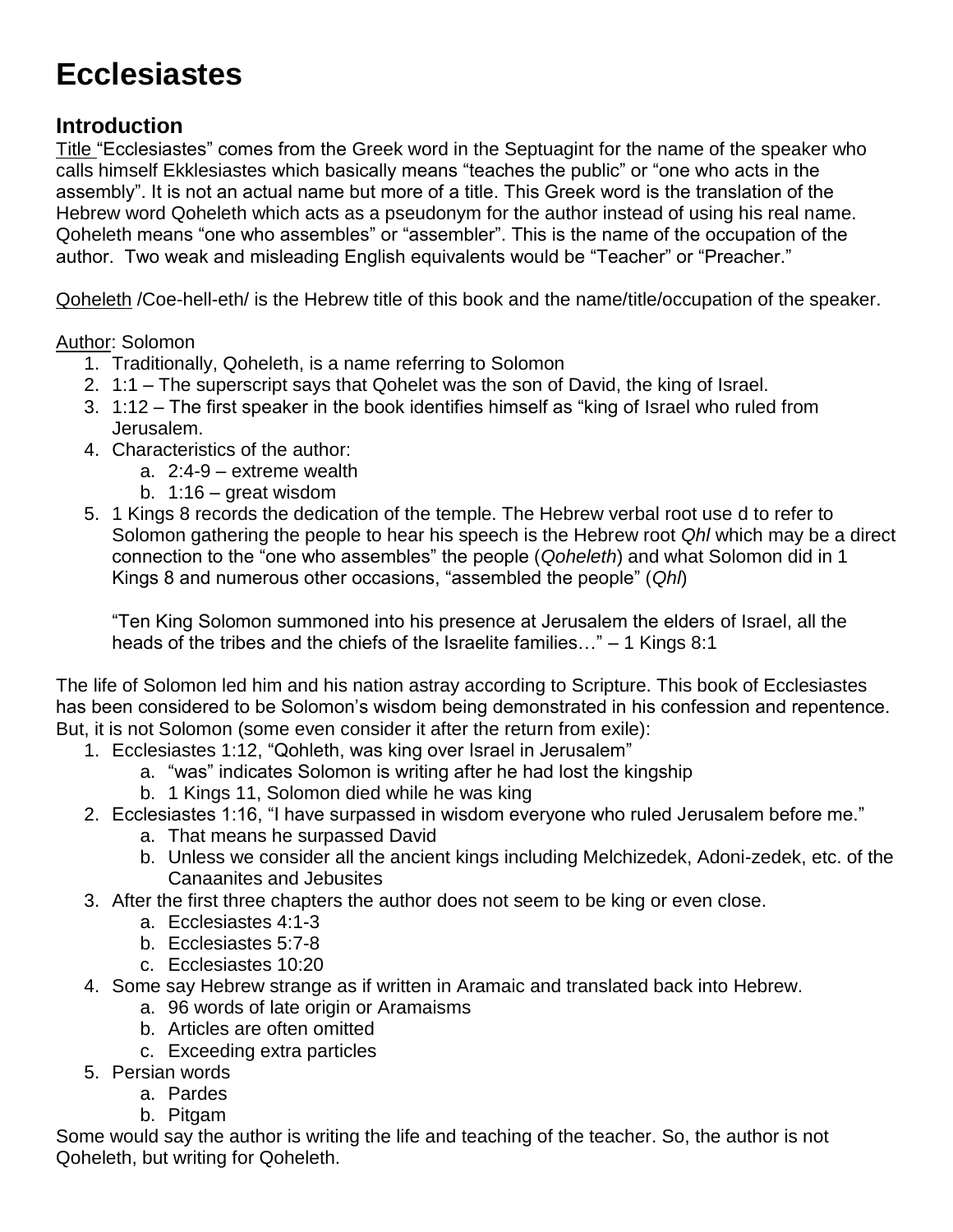# Ecclesiastes

## Introduction

<u>Title</u> "Ecclesiastes" comes from the Greek word in the Septuagint for the name of the speaker who calls himself Ekklesiastes which basically means "teaches the public" or "one who acts in the assembly". It is not an actual name but more of a title. This Greek word is the translation of the Hebrew word Qoheleth which acts as a pseudonym for the author instead of using his real name. Qoheleth means "one who assembles" or "assembler". This is the name of the occupation of the author. Two weak and misleading English equivalents would be "Teacher" or "Preacher."

<u>Qoheleth</u> /Coe-hell-eth/ is the Hebrew title of this book and the name/title/occupation of the speaker.

<u>Author</u>: Solomon

1. Traditionally, Qoheleth, is a name referring to Solomon
2. 1:1 – The superscript says that Qohelet was the son of David, the king of Israel.
3. 1:12 – The first speaker in the book identifies himself as "king of Israel who ruled from Jerusalem.
4. Characteristics of the author:
    a. 2:4-9 – extreme wealth
    b. 1:16 – great wisdom
5. 1 Kings 8 records the dedication of the temple. The Hebrew verbal root use d to refer to Solomon gathering the people to hear his speech is the Hebrew root *Qhl* which may be a direct connection to the "one who assembles" the people (*Qoheleth*) and what Solomon did in 1 Kings 8 and numerous other occasions, "assembled the people" (*Qhl*)

    "Ten King Solomon summoned into his presence at Jerusalem the elders of Israel, all the heads of the tribes and the chiefs of the Israelite families…" – 1 Kings 8:1

The life of Solomon led him and his nation astray according to Scripture. This book of Ecclesiastes has been considered to be Solomon's wisdom being demonstrated in his confession and repentence. But, it is not Solomon (some even consider it after the return from exile):

1. Ecclesiastes 1:12, "Qohlteh, was king over Israel in Jerusalem"
    a. "was" indicates Solomon is writing after he had lost the kingship
    b. 1 Kings 11, Solomon died while he was king
2. Ecclesiastes 1:16, "I have surpassed in wisdom everyone who ruled Jerusalem before me."
    a. That means he surpassed David
    b. Unless we consider all the ancient kings including Melchizedek, Adoni-zedek, etc. of the Canaanites and Jebusites
3. After the first three chapters the author does not seem to be king or even close.
    a. Ecclesiastes 4:1-3
    b. Ecclesiastes 5:7-8
    c. Ecclesiastes 10:20
4. Some say Hebrew strange as if written in Aramaic and translated back into Hebrew.
    a. 96 words of late origin or Aramaisms
    b. Articles are often omitted
    c. Exceeding extra particles
5. Persian words
    a. Pardes
    b. Pitgam

Some would say the author is writing the life and teaching of the teacher. So, the author is not Qoheleth, but writing for Qoheleth.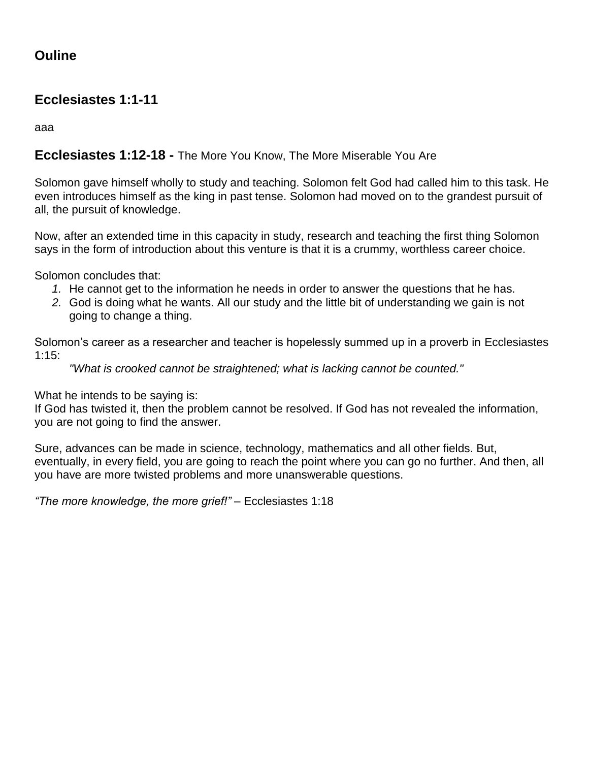## Ouline

## Ecclesiastes 1:1-11

aaa

## Ecclesiastes 1:12-18 - The More You Know, The More Miserable You Are

Solomon gave himself wholly to study and teaching. Solomon felt God had called him to this task. He even introduces himself as the king in past tense. Solomon had moved on to the grandest pursuit of all, the pursuit of knowledge.

Now, after an extended time in this capacity in study, research and teaching the first thing Solomon says in the form of introduction about this venture is that it is a crummy, worthless career choice.

Solomon concludes that:

1. He cannot get to the information he needs in order to answer the questions that he has.
2. God is doing what he wants. All our study and the little bit of understanding we gain is not going to change a thing.

Solomon's career as a researcher and teacher is hopelessly summed up in a proverb in Ecclesiastes 1:15:

> *"What is crooked cannot be straightened; what is lacking cannot be counted."*

What he intends to be saying is:
If God has twisted it, then the problem cannot be resolved. If God has not revealed the information, you are not going to find the answer.

Sure, advances can be made in science, technology, mathematics and all other fields. But, eventually, in every field, you are going to reach the point where you can go no further. And then, all you have are more twisted problems and more unanswerable questions.

*"The more knowledge, the more grief!"* – Ecclesiastes 1:18